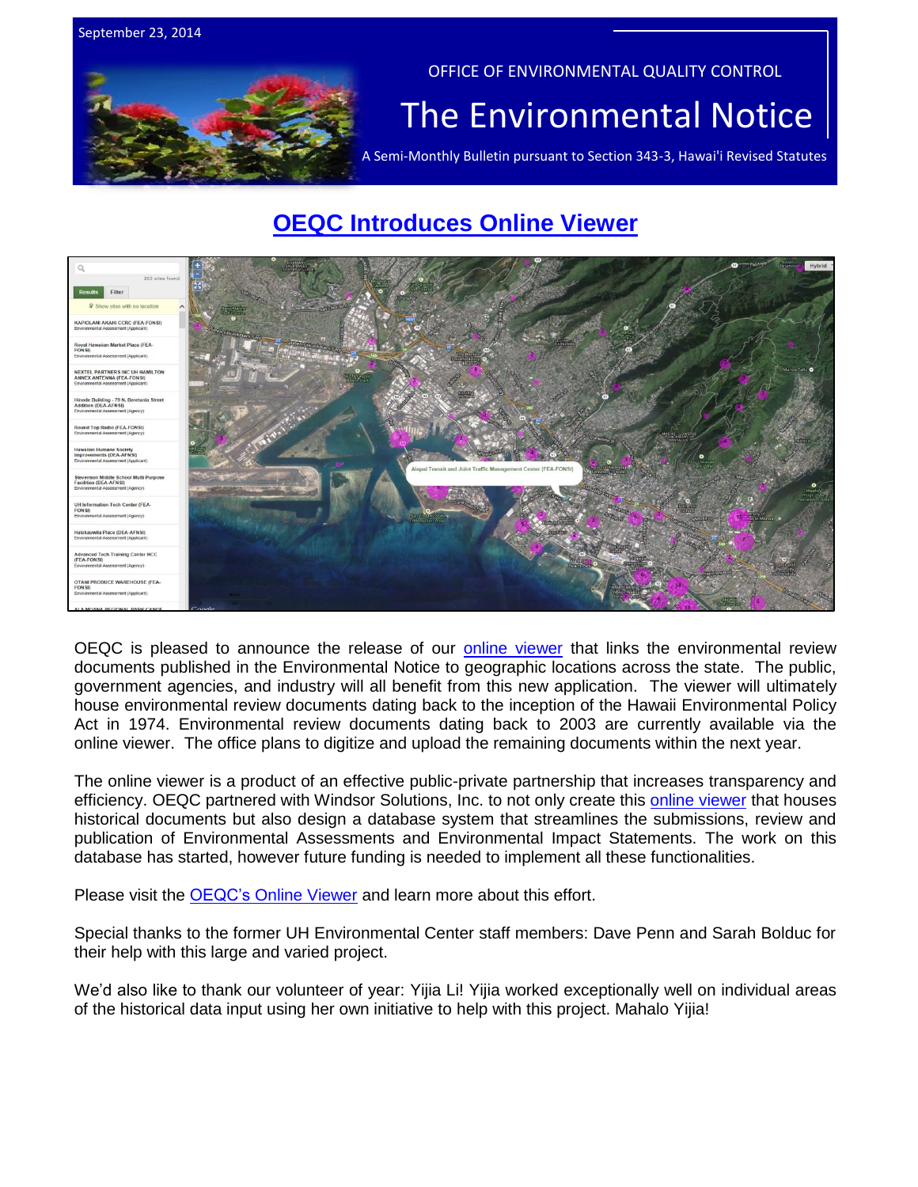September 23, 2014

OFFICE OF ENVIRONMENTAL QUALITY CONTROL

# The Environmental Notice

A Semi-Monthly Bulletin pursuant to Section 343-3, Hawai'i Revised Statutes

## OEQC Introduces Online Viewer

OEQC is pleased to announce the release of our online viewer that links the environmental review documents published in the Environmental Notice to geographic locations across the state. The public, government agencies, and industry will all benefit from this new application. The viewer will ultimately house environmental review documents dating back to the inception of the Hawaii Environmental Policy Act in 1974. Environmental review documents dating back to 2003 are currently available via the online viewer. The office plans to digitize and upload the remaining documents within the next year.

The online viewer is a product of an effective public-private partnership that increases transparency and efficiency. OEQC partnered with Windsor Solutions, Inc. to not only create this online viewer that houses historical documents but also design a database system that streamlines the submissions, review and publication of Environmental Assessments and Environmental Impact Statements. The work on this database has started, however future funding is needed to implement all these functionalities.

Please visit the OEQC's Online Viewer and learn more about this effort.

Special thanks to the former UH Environmental Center staff members: Dave Penn and Sarah Bolduc for their help with this large and varied project.

We'd also like to thank our volunteer of year: Yijia Li! Yijia worked exceptionally well on individual areas of the historical data input using her own initiative to help with this project. Mahalo Yijia!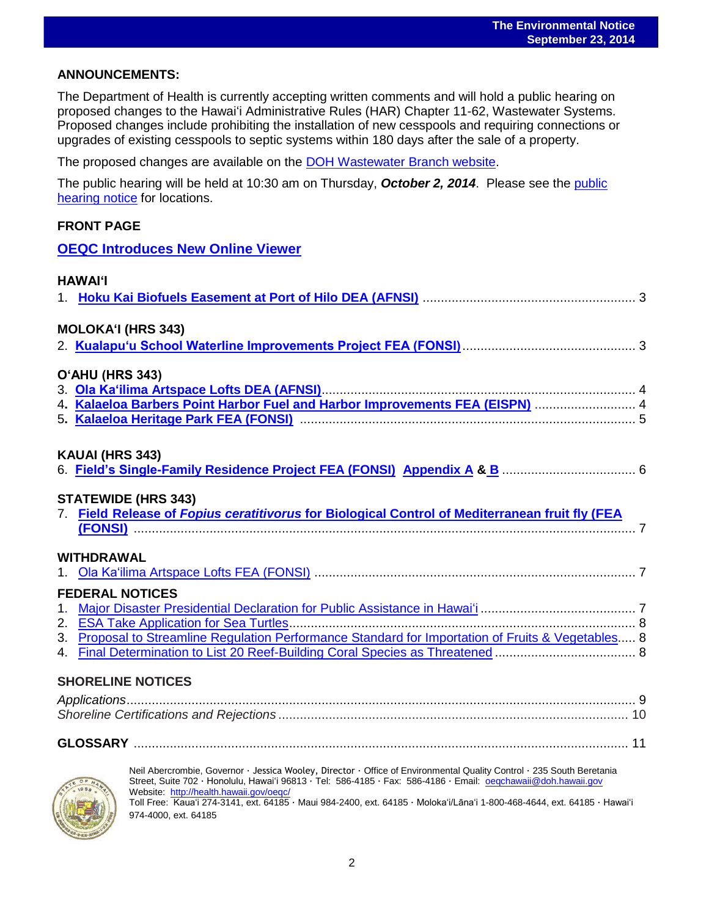## ANNOUNCEMENTS:

The Department of Health is currently accepting written comments and will hold a public hearing on proposed changes to the Hawai'i Administrative Rules (HAR) Chapter 11-62, Wastewater Systems. Proposed changes include prohibiting the installation of new cesspools and requiring connections or upgrades of existing cesspools to septic systems within 180 days after the sale of a property.

The proposed changes are available on the DOH Wastewater Branch website.

The public hearing will be held at 10:30 am on Thursday, ***October 2, 2014***. Please see the public hearing notice for locations.

## FRONT PAGE

**OEQC Introduces New Online Viewer**

### HAWAI'I

1. **Hoku Kai Biofuels Easement at Port of Hilo DEA (AFNSI)** .......... 3

### MOLOKA'I (HRS 343)

2. **Kualapu'u School Waterline Improvements Project FEA (FONSI)** .......... 3

### O'AHU (HRS 343)

3. **Ola Ka'ilima Artspace Lofts DEA (AFNSI)** .......... 4
4. **Kalaeloa Barbers Point Harbor Fuel and Harbor Improvements FEA (EISPN)** .......... 4
5. **Kalaeloa Heritage Park FEA (FONSI)** .......... 5

### KAUAI (HRS 343)

6. **Field's Single-Family Residence Project FEA (FONSI) Appendix A & B** .......... 6

### STATEWIDE (HRS 343)

7. **Field Release of *Fopius ceratitivorus* for Biological Control of Mediterranean fruit fly (FEA (FONSI)** .......... 7

### WITHDRAWAL

1. Ola Ka'ilima Artspace Lofts FEA (FONSI) .......... 7

### FEDERAL NOTICES

1. Major Disaster Presidential Declaration for Public Assistance in Hawai'i .......... 7
2. ESA Take Application for Sea Turtles .......... 8
3. Proposal to Streamline Regulation Performance Standard for Importation of Fruits & Vegetables .......... 8
4. Final Determination to List 20 Reef-Building Coral Species as Threatened .......... 8

### SHORELINE NOTICES

*Applications* .......... 9

*Shoreline Certifications and Rejections* .......... 10

### GLOSSARY .......... 11

Neil Abercrombie, Governor · Jessica Wooley, Director · Office of Environmental Quality Control · 235 South Beretania Street, Suite 702 · Honolulu, Hawai'i 96813 · Tel: 586-4185 · Fax: 586-4186 · Email: oeqchawaii@doh.hawaii.gov
Website: http://health.hawaii.gov/oeqc/
Toll Free: Kaua'i 274-3141, ext. 64185 · Maui 984-2400, ext. 64185 · Moloka'i/Lāna'i 1-800-468-4644, ext. 64185 · Hawai'i 974-4000, ext. 64185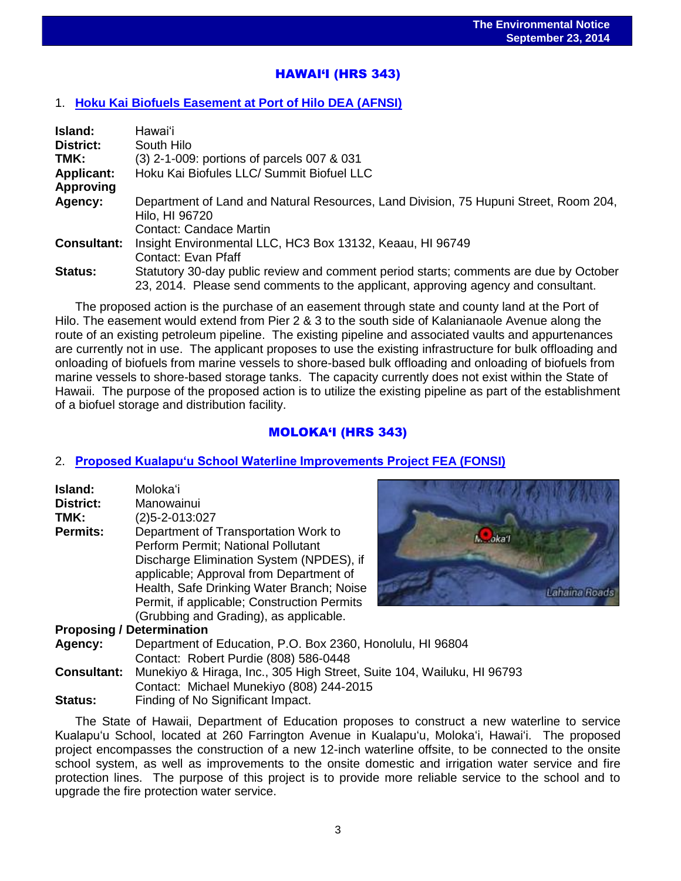## HAWAIʻI (HRS 343)

### 1. Hoku Kai Biofuels Easement at Port of Hilo DEA (AFNSI)

**Island:** Hawaiʻi
**District:** South Hilo
**TMK:** (3) 2-1-009: portions of parcels 007 & 031
**Applicant:** Hoku Kai Biofules LLC/ Summit Biofuel LLC
**Approving Agency:** Department of Land and Natural Resources, Land Division, 75 Hupuni Street, Room 204, Hilo, HI 96720
Contact: Candace Martin
**Consultant:** Insight Environmental LLC, HC3 Box 13132, Keaau, HI 96749
Contact: Evan Pfaff
**Status:** Statutory 30-day public review and comment period starts; comments are due by October 23, 2014. Please send comments to the applicant, approving agency and consultant.

The proposed action is the purchase of an easement through state and county land at the Port of Hilo. The easement would extend from Pier 2 & 3 to the south side of Kalanianaole Avenue along the route of an existing petroleum pipeline. The existing pipeline and associated vaults and appurtenances are currently not in use. The applicant proposes to use the existing infrastructure for bulk offloading and onloading of biofuels from marine vessels to shore-based bulk offloading and onloading of biofuels from marine vessels to shore-based storage tanks. The capacity currently does not exist within the State of Hawaii. The purpose of the proposed action is to utilize the existing pipeline as part of the establishment of a biofuel storage and distribution facility.

## MOLOKAʻI (HRS 343)

### 2. Proposed Kualapuʻu School Waterline Improvements Project FEA (FONSI)

**Island:** Molokaʻi
**District:** Manowainui
**TMK:** (2)5-2-013:027
**Permits:** Department of Transportation Work to Perform Permit; National Pollutant Discharge Elimination System (NPDES), if applicable; Approval from Department of Health, Safe Drinking Water Branch; Noise Permit, if applicable; Construction Permits (Grubbing and Grading), as applicable.
**Proposing / Determination Agency:** Department of Education, P.O. Box 2360, Honolulu, HI 96804
Contact: Robert Purdie (808) 586-0448
**Consultant:** Munekiyo & Hiraga, Inc., 305 High Street, Suite 104, Wailuku, HI 96793
Contact: Michael Munekiyo (808) 244-2015
**Status:** Finding of No Significant Impact.

The State of Hawaii, Department of Education proposes to construct a new waterline to service Kualapuʻu School, located at 260 Farrington Avenue in Kualapuʻu, Molokaʻi, Hawaiʻi. The proposed project encompasses the construction of a new 12-inch waterline offsite, to be connected to the onsite school system, as well as improvements to the onsite domestic and irrigation water service and fire protection lines. The purpose of this project is to provide more reliable service to the school and to upgrade the fire protection water service.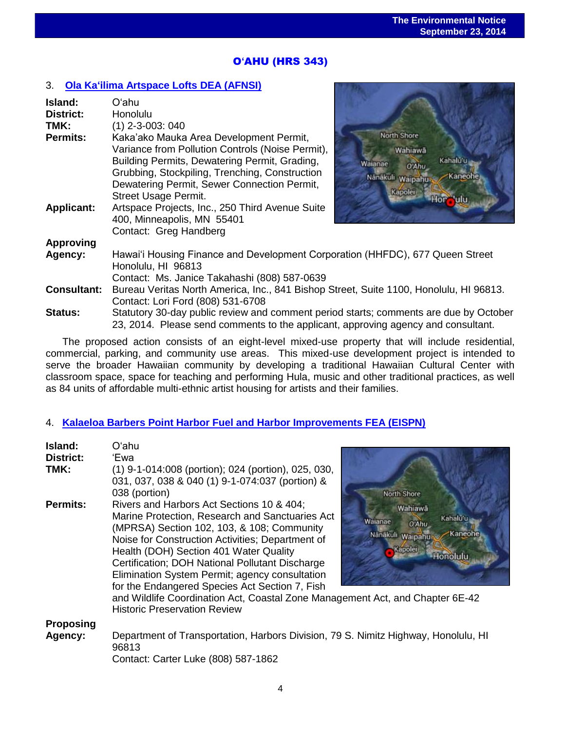## O'AHU (HRS 343)

### 3. Ola Ka'ilima Artspace Lofts DEA (AFNSI)

**Island:** O'ahu
**District:** Honolulu
**TMK:** (1) 2-3-003: 040
**Permits:** Kaka'ako Mauka Area Development Permit, Variance from Pollution Controls (Noise Permit), Building Permits, Dewatering Permit, Grading, Grubbing, Stockpiling, Trenching, Construction Dewatering Permit, Sewer Connection Permit, Street Usage Permit.
**Applicant:** Artspace Projects, Inc., 250 Third Avenue Suite 400, Minneapolis, MN 55401
Contact: Greg Handberg
**Approving Agency:** Hawai'i Housing Finance and Development Corporation (HHFDC), 677 Queen Street Honolulu, HI 96813
Contact: Ms. Janice Takahashi (808) 587-0639
**Consultant:** Bureau Veritas North America, Inc., 841 Bishop Street, Suite 1100, Honolulu, HI 96813. Contact: Lori Ford (808) 531-6708
**Status:** Statutory 30-day public review and comment period starts; comments are due by October 23, 2014. Please send comments to the applicant, approving agency and consultant.

The proposed action consists of an eight-level mixed-use property that will include residential, commercial, parking, and community use areas. This mixed-use development project is intended to serve the broader Hawaiian community by developing a traditional Hawaiian Cultural Center with classroom space, space for teaching and performing Hula, music and other traditional practices, as well as 84 units of affordable multi-ethnic artist housing for artists and their families.

### 4. Kalaeloa Barbers Point Harbor Fuel and Harbor Improvements FEA (EISPN)

**Island:** O'ahu
**District:** 'Ewa
**TMK:** (1) 9-1-014:008 (portion); 024 (portion), 025, 030, 031, 037, 038 & 040 (1) 9-1-074:037 (portion) & 038 (portion)
**Permits:** Rivers and Harbors Act Sections 10 & 404; Marine Protection, Research and Sanctuaries Act (MPRSA) Section 102, 103, & 108; Community Noise for Construction Activities; Department of Health (DOH) Section 401 Water Quality Certification; DOH National Pollutant Discharge Elimination System Permit; agency consultation for the Endangered Species Act Section 7, Fish and Wildlife Coordination Act, Coastal Zone Management Act, and Chapter 6E-42 Historic Preservation Review
**Proposing Agency:** Department of Transportation, Harbors Division, 79 S. Nimitz Highway, Honolulu, HI 96813
Contact: Carter Luke (808) 587-1862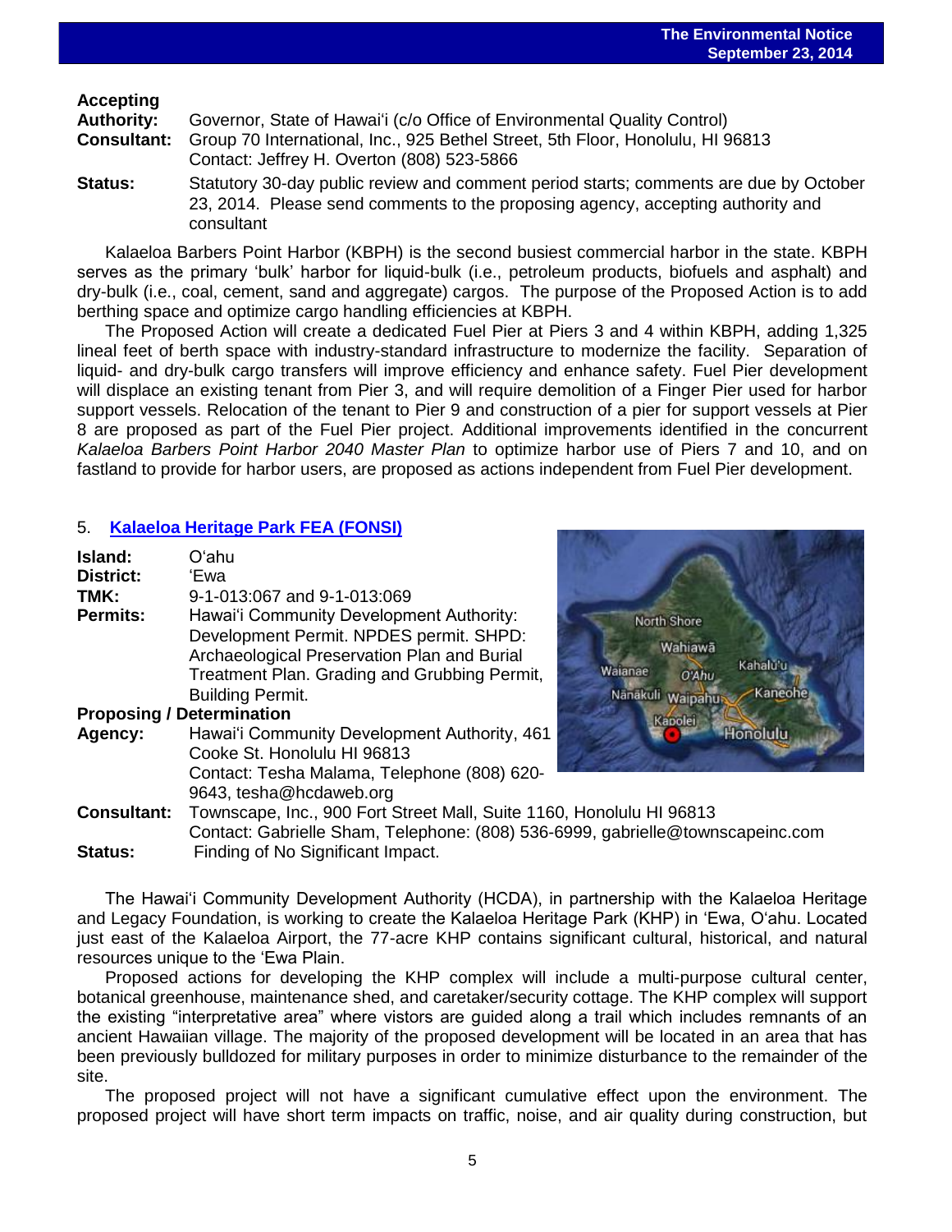**Accepting Authority:** Governor, State of Hawaiʻi (c/o Office of Environmental Quality Control)

**Consultant:** Group 70 International, Inc., 925 Bethel Street, 5th Floor, Honolulu, HI 96813
Contact: Jeffrey H. Overton (808) 523-5866

**Status:** Statutory 30-day public review and comment period starts; comments are due by October 23, 2014. Please send comments to the proposing agency, accepting authority and consultant

Kalaeloa Barbers Point Harbor (KBPH) is the second busiest commercial harbor in the state. KBPH serves as the primary 'bulk' harbor for liquid-bulk (i.e., petroleum products, biofuels and asphalt) and dry-bulk (i.e., coal, cement, sand and aggregate) cargos. The purpose of the Proposed Action is to add berthing space and optimize cargo handling efficiencies at KBPH.

The Proposed Action will create a dedicated Fuel Pier at Piers 3 and 4 within KBPH, adding 1,325 lineal feet of berth space with industry-standard infrastructure to modernize the facility. Separation of liquid- and dry-bulk cargo transfers will improve efficiency and enhance safety. Fuel Pier development will displace an existing tenant from Pier 3, and will require demolition of a Finger Pier used for harbor support vessels. Relocation of the tenant to Pier 9 and construction of a pier for support vessels at Pier 8 are proposed as part of the Fuel Pier project. Additional improvements identified in the concurrent *Kalaeloa Barbers Point Harbor 2040 Master Plan* to optimize harbor use of Piers 7 and 10, and on fastland to provide for harbor users, are proposed as actions independent from Fuel Pier development.

## 5. Kalaeloa Heritage Park FEA (FONSI)

**Island:** Oʻahu

**District:** ʻEwa

**TMK:** 9-1-013:067 and 9-1-013:069

**Permits:** Hawaiʻi Community Development Authority: Development Permit. NPDES permit. SHPD: Archaeological Preservation Plan and Burial Treatment Plan. Grading and Grubbing Permit, Building Permit.

**Proposing / Determination Agency:** Hawaiʻi Community Development Authority, 461 Cooke St. Honolulu HI 96813
Contact: Tesha Malama, Telephone (808) 620-9643, tesha@hcdaweb.org

**Consultant:** Townscape, Inc., 900 Fort Street Mall, Suite 1160, Honolulu HI 96813
Contact: Gabrielle Sham, Telephone: (808) 536-6999, gabrielle@townscapeinc.com

**Status:** Finding of No Significant Impact.

The Hawaiʻi Community Development Authority (HCDA), in partnership with the Kalaeloa Heritage and Legacy Foundation, is working to create the Kalaeloa Heritage Park (KHP) in ʻEwa, Oʻahu. Located just east of the Kalaeloa Airport, the 77-acre KHP contains significant cultural, historical, and natural resources unique to the ʻEwa Plain.

Proposed actions for developing the KHP complex will include a multi-purpose cultural center, botanical greenhouse, maintenance shed, and caretaker/security cottage. The KHP complex will support the existing "interpretative area" where vistors are guided along a trail which includes remnants of an ancient Hawaiian village. The majority of the proposed development will be located in an area that has been previously bulldozed for military purposes in order to minimize disturbance to the remainder of the site.

The proposed project will not have a significant cumulative effect upon the environment. The proposed project will have short term impacts on traffic, noise, and air quality during construction, but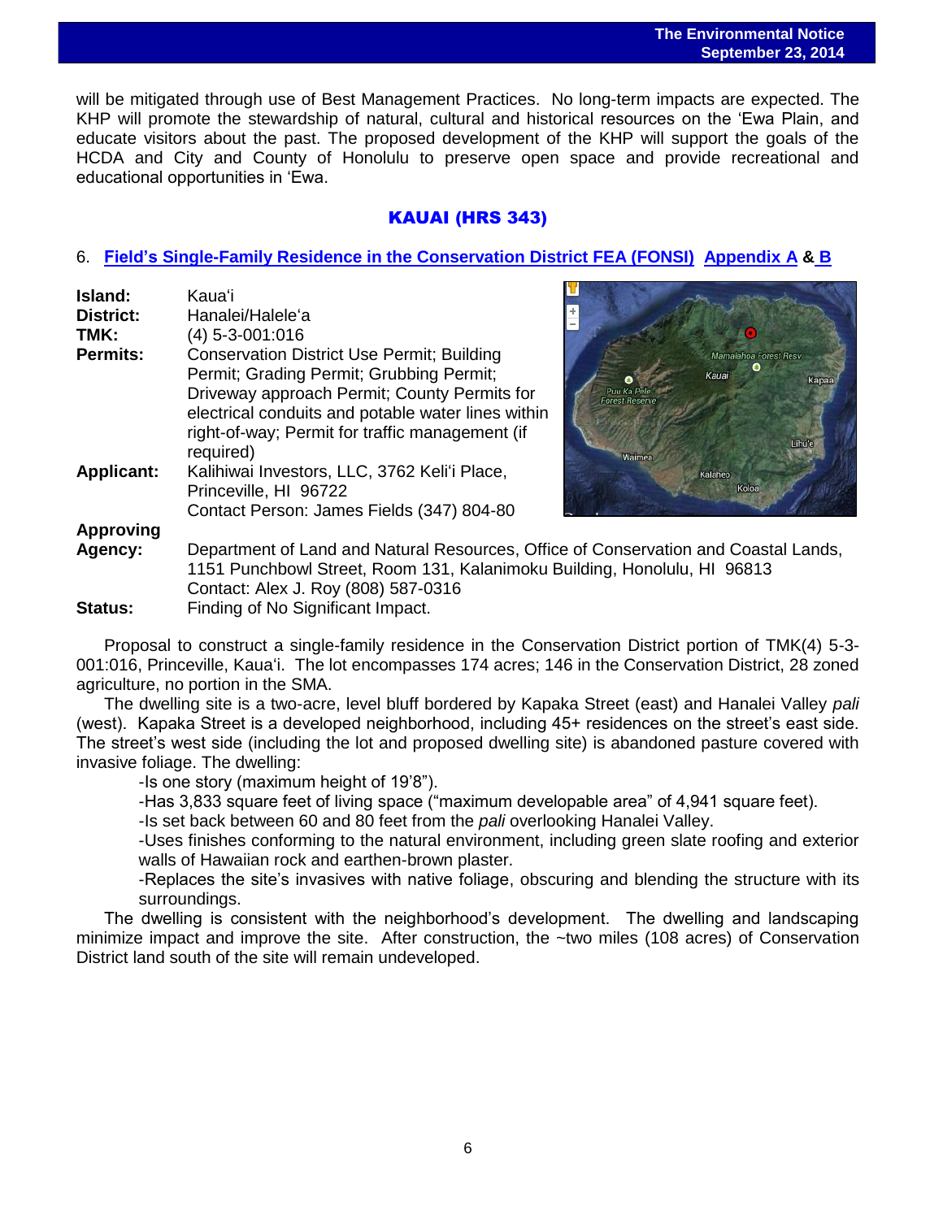will be mitigated through use of Best Management Practices. No long-term impacts are expected. The KHP will promote the stewardship of natural, cultural and historical resources on the ʻEwa Plain, and educate visitors about the past. The proposed development of the KHP will support the goals of the HCDA and City and County of Honolulu to preserve open space and provide recreational and educational opportunities in ʻEwa.

## KAUAI (HRS 343)

### 6. Field's Single-Family Residence in the Conservation District FEA (FONSI) Appendix A & B

**Island:** Kauaʻi
**District:** Hanalei/Haleleʻa
**TMK:** (4) 5-3-001:016
**Permits:** Conservation District Use Permit; Building Permit; Grading Permit; Grubbing Permit; Driveway approach Permit; County Permits for electrical conduits and potable water lines within right-of-way; Permit for traffic management (if required)
**Applicant:** Kalihiwai Investors, LLC, 3762 Keliʻi Place, Princeville, HI 96722
Contact Person: James Fields (347) 804-80
**Approving Agency:** Department of Land and Natural Resources, Office of Conservation and Coastal Lands, 1151 Punchbowl Street, Room 131, Kalanimoku Building, Honolulu, HI 96813
Contact: Alex J. Roy (808) 587-0316
**Status:** Finding of No Significant Impact.

Proposal to construct a single-family residence in the Conservation District portion of TMK(4) 5-3-001:016, Princeville, Kauaʻi. The lot encompasses 174 acres; 146 in the Conservation District, 28 zoned agriculture, no portion in the SMA.

The dwelling site is a two-acre, level bluff bordered by Kapaka Street (east) and Hanalei Valley *pali* (west). Kapaka Street is a developed neighborhood, including 45+ residences on the street's east side. The street's west side (including the lot and proposed dwelling site) is abandoned pasture covered with invasive foliage. The dwelling:

-Is one story (maximum height of 19'8").
-Has 3,833 square feet of living space ("maximum developable area" of 4,941 square feet).
-Is set back between 60 and 80 feet from the *pali* overlooking Hanalei Valley.
-Uses finishes conforming to the natural environment, including green slate roofing and exterior walls of Hawaiian rock and earthen-brown plaster.
-Replaces the site's invasives with native foliage, obscuring and blending the structure with its surroundings.

The dwelling is consistent with the neighborhood's development. The dwelling and landscaping minimize impact and improve the site. After construction, the ~two miles (108 acres) of Conservation District land south of the site will remain undeveloped.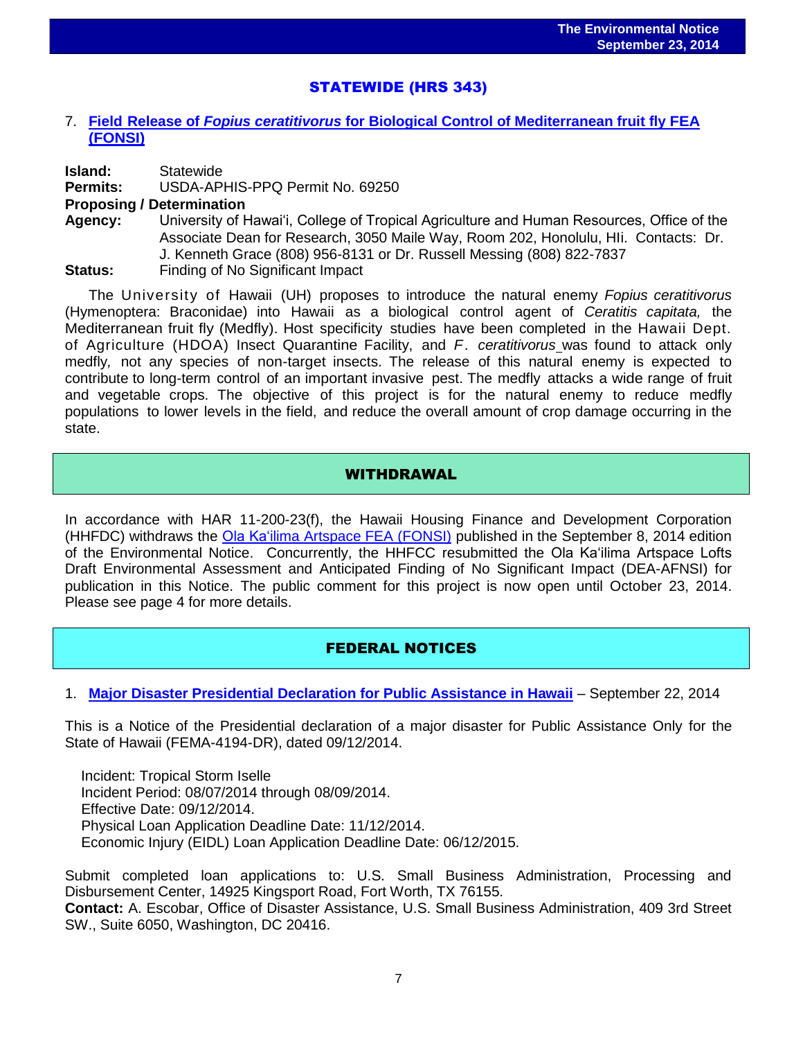## STATEWIDE (HRS 343)

7. **Field Release of *Fopius ceratitivorus* for Biological Control of Mediterranean fruit fly FEA (FONSI)**

**Island:** Statewide
**Permits:** USDA-APHIS-PPQ Permit No. 69250
**Proposing / Determination**
**Agency:** University of Hawai'i, College of Tropical Agriculture and Human Resources, Office of the Associate Dean for Research, 3050 Maile Way, Room 202, Honolulu, HIi. Contacts: Dr. J. Kenneth Grace (808) 956-8131 or Dr. Russell Messing (808) 822-7837
**Status:** Finding of No Significant Impact

The University of Hawaii (UH) proposes to introduce the natural enemy *Fopius ceratitivorus* (Hymenoptera: Braconidae) into Hawaii as a biological control agent of *Ceratitis capitata,* the Mediterranean fruit fly (Medfly). Host specificity studies have been completed in the Hawaii Dept. of Agriculture (HDOA) Insect Quarantine Facility, and *F. ceratitivorus* was found to attack only medfly, not any species of non-target insects. The release of this natural enemy is expected to contribute to long-term control of an important invasive pest. The medfly attacks a wide range of fruit and vegetable crops. The objective of this project is for the natural enemy to reduce medfly populations to lower levels in the field, and reduce the overall amount of crop damage occurring in the state.

## WITHDRAWAL

In accordance with HAR 11-200-23(f), the Hawaii Housing Finance and Development Corporation (HHFDC) withdraws the Ola Ka'ilima Artspace FEA (FONSI) published in the September 8, 2014 edition of the Environmental Notice. Concurrently, the HHFCC resubmitted the Ola Ka'ilima Artspace Lofts Draft Environmental Assessment and Anticipated Finding of No Significant Impact (DEA-AFNSI) for publication in this Notice. The public comment for this project is now open until October 23, 2014. Please see page 4 for more details.

## FEDERAL NOTICES

1. **Major Disaster Presidential Declaration for Public Assistance in Hawaii** – September 22, 2014

This is a Notice of the Presidential declaration of a major disaster for Public Assistance Only for the State of Hawaii (FEMA-4194-DR), dated 09/12/2014.

Incident: Tropical Storm Iselle
Incident Period: 08/07/2014 through 08/09/2014.
Effective Date: 09/12/2014.
Physical Loan Application Deadline Date: 11/12/2014.
Economic Injury (EIDL) Loan Application Deadline Date: 06/12/2015.

Submit completed loan applications to: U.S. Small Business Administration, Processing and Disbursement Center, 14925 Kingsport Road, Fort Worth, TX 76155.
**Contact:** A. Escobar, Office of Disaster Assistance, U.S. Small Business Administration, 409 3rd Street SW., Suite 6050, Washington, DC 20416.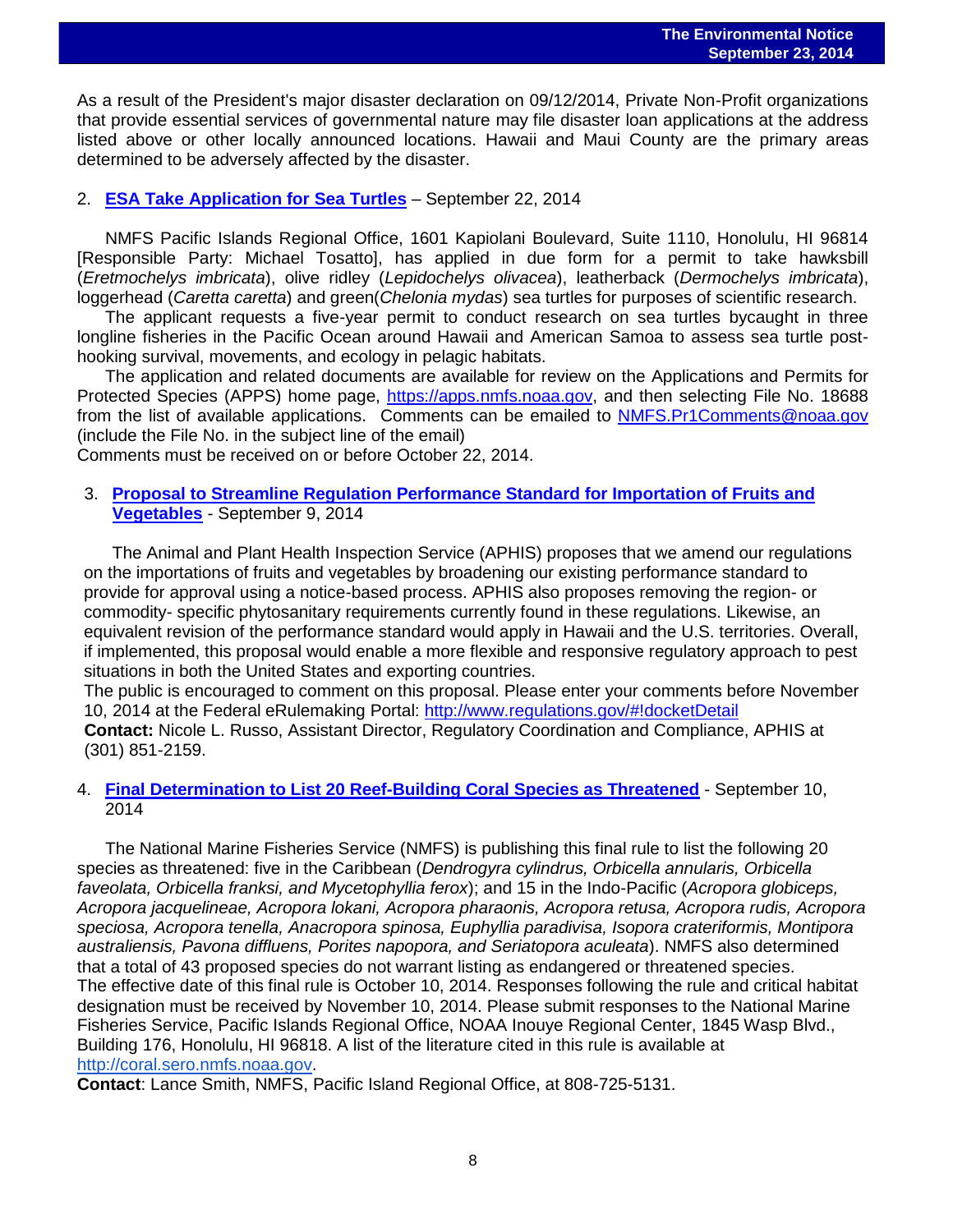As a result of the President's major disaster declaration on 09/12/2014, Private Non-Profit organizations that provide essential services of governmental nature may file disaster loan applications at the address listed above or other locally announced locations. Hawaii and Maui County are the primary areas determined to be adversely affected by the disaster.

2. **ESA Take Application for Sea Turtles** – September 22, 2014

NMFS Pacific Islands Regional Office, 1601 Kapiolani Boulevard, Suite 1110, Honolulu, HI 96814 [Responsible Party: Michael Tosatto], has applied in due form for a permit to take hawksbill (*Eretmochelys imbricata*), olive ridley (*Lepidochelys olivacea*), leatherback (*Dermochelys imbricata*), loggerhead (*Caretta caretta*) and green(*Chelonia mydas*) sea turtles for purposes of scientific research.

The applicant requests a five-year permit to conduct research on sea turtles bycaught in three longline fisheries in the Pacific Ocean around Hawaii and American Samoa to assess sea turtle post-hooking survival, movements, and ecology in pelagic habitats.

The application and related documents are available for review on the Applications and Permits for Protected Species (APPS) home page, https://apps.nmfs.noaa.gov, and then selecting File No. 18688 from the list of available applications. Comments can be emailed to NMFS.Pr1Comments@noaa.gov (include the File No. in the subject line of the email)

Comments must be received on or before October 22, 2014.

3. **Proposal to Streamline Regulation Performance Standard for Importation of Fruits and Vegetables** - September 9, 2014

The Animal and Plant Health Inspection Service (APHIS) proposes that we amend our regulations on the importations of fruits and vegetables by broadening our existing performance standard to provide for approval using a notice-based process. APHIS also proposes removing the region- or commodity- specific phytosanitary requirements currently found in these regulations. Likewise, an equivalent revision of the performance standard would apply in Hawaii and the U.S. territories. Overall, if implemented, this proposal would enable a more flexible and responsive regulatory approach to pest situations in both the United States and exporting countries.

The public is encouraged to comment on this proposal. Please enter your comments before November 10, 2014 at the Federal eRulemaking Portal: http://www.regulations.gov/#!docketDetail

**Contact:** Nicole L. Russo, Assistant Director, Regulatory Coordination and Compliance, APHIS at (301) 851-2159.

4. **Final Determination to List 20 Reef-Building Coral Species as Threatened** - September 10, 2014

The National Marine Fisheries Service (NMFS) is publishing this final rule to list the following 20 species as threatened: five in the Caribbean (*Dendrogyra cylindrus, Orbicella annularis, Orbicella faveolata, Orbicella franksi, and Mycetophyllia ferox*); and 15 in the Indo-Pacific (*Acropora globiceps, Acropora jacquelineae, Acropora lokani, Acropora pharaonis, Acropora retusa, Acropora rudis, Acropora speciosa, Acropora tenella, Anacropora spinosa, Euphyllia paradivisa, Isopora crateriformis, Montipora australiensis, Pavona diffluens, Porites napopora, and Seriatopora aculeata*). NMFS also determined that a total of 43 proposed species do not warrant listing as endangered or threatened species.

The effective date of this final rule is October 10, 2014. Responses following the rule and critical habitat designation must be received by November 10, 2014. Please submit responses to the National Marine Fisheries Service, Pacific Islands Regional Office, NOAA Inouye Regional Center, 1845 Wasp Blvd., Building 176, Honolulu, HI 96818. A list of the literature cited in this rule is available at http://coral.sero.nmfs.noaa.gov.

**Contact**: Lance Smith, NMFS, Pacific Island Regional Office, at 808-725-5131.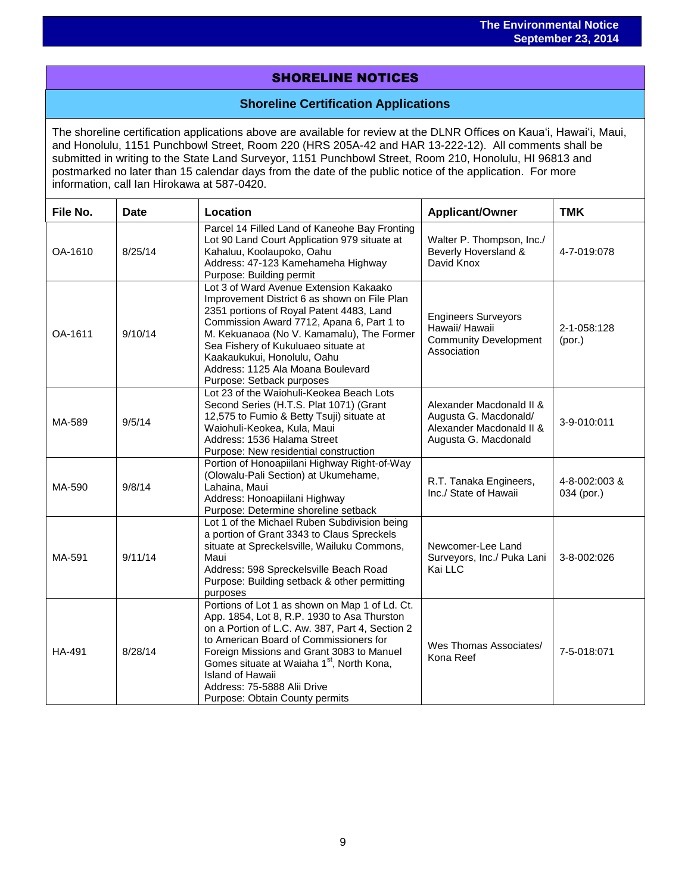## SHORELINE NOTICES

### Shoreline Certification Applications

The shoreline certification applications above are available for review at the DLNR Offices on Kauaʻi, Hawaiʻi, Maui, and Honolulu, 1151 Punchbowl Street, Room 220 (HRS 205A-42 and HAR 13-222-12). All comments shall be submitted in writing to the State Land Surveyor, 1151 Punchbowl Street, Room 210, Honolulu, HI 96813 and postmarked no later than 15 calendar days from the date of the public notice of the application. For more information, call Ian Hirokawa at 587-0420.

| File No. | Date | Location | Applicant/Owner | TMK |
|---|---|---|---|---|
| OA-1610 | 8/25/14 | Parcel 14 Filled Land of Kaneohe Bay Fronting Lot 90 Land Court Application 979 situate at Kahaluu, Koolaupoko, Oahu<br>Address: 47-123 Kamehameha Highway<br>Purpose: Building permit | Walter P. Thompson, Inc./ Beverly Hoversland & David Knox | 4-7-019:078 |
| OA-1611 | 9/10/14 | Lot 3 of Ward Avenue Extension Kakaako Improvement District 6 as shown on File Plan 2351 portions of Royal Patent 4483, Land Commission Award 7712, Apana 6, Part 1 to M. Kekuanaoa (No V. Kamamalu), The Former Sea Fishery of Kukuluaeo situate at Kaakaukukui, Honolulu, Oahu<br>Address: 1125 Ala Moana Boulevard<br>Purpose: Setback purposes | Engineers Surveyors Hawaii/ Hawaii Community Development Association | 2-1-058:128 (por.) |
| MA-589 | 9/5/14 | Lot 23 of the Waiohuli-Keokea Beach Lots Second Series (H.T.S. Plat 1071) (Grant 12,575 to Fumio & Betty Tsuji) situate at Waiohuli-Keokea, Kula, Maui<br>Address: 1536 Halama Street<br>Purpose: New residential construction | Alexander Macdonald II & Augusta G. Macdonald/ Alexander Macdonald II & Augusta G. Macdonald | 3-9-010:011 |
| MA-590 | 9/8/14 | Portion of Honoapiilani Highway Right-of-Way (Olowalu-Pali Section) at Ukumehame, Lahaina, Maui<br>Address: Honoapiilani Highway<br>Purpose: Determine shoreline setback | R.T. Tanaka Engineers, Inc./ State of Hawaii | 4-8-002:003 & 034 (por.) |
| MA-591 | 9/11/14 | Lot 1 of the Michael Ruben Subdivision being a portion of Grant 3343 to Claus Spreckels situate at Spreckelsville, Wailuku Commons, Maui<br>Address: 598 Spreckelsville Beach Road<br>Purpose: Building setback & other permitting purposes | Newcomer-Lee Land Surveyors, Inc./ Puka Lani Kai LLC | 3-8-002:026 |
| HA-491 | 8/28/14 | Portions of Lot 1 as shown on Map 1 of Ld. Ct. App. 1854, Lot 8, R.P. 1930 to Asa Thurston on a Portion of L.C. Aw. 387, Part 4, Section 2 to American Board of Commissioners for Foreign Missions and Grant 3083 to Manuel Gomes situate at Waiaha 1st, North Kona, Island of Hawaii<br>Address: 75-5888 Alii Drive<br>Purpose: Obtain County permits | Wes Thomas Associates/ Kona Reef | 7-5-018:071 |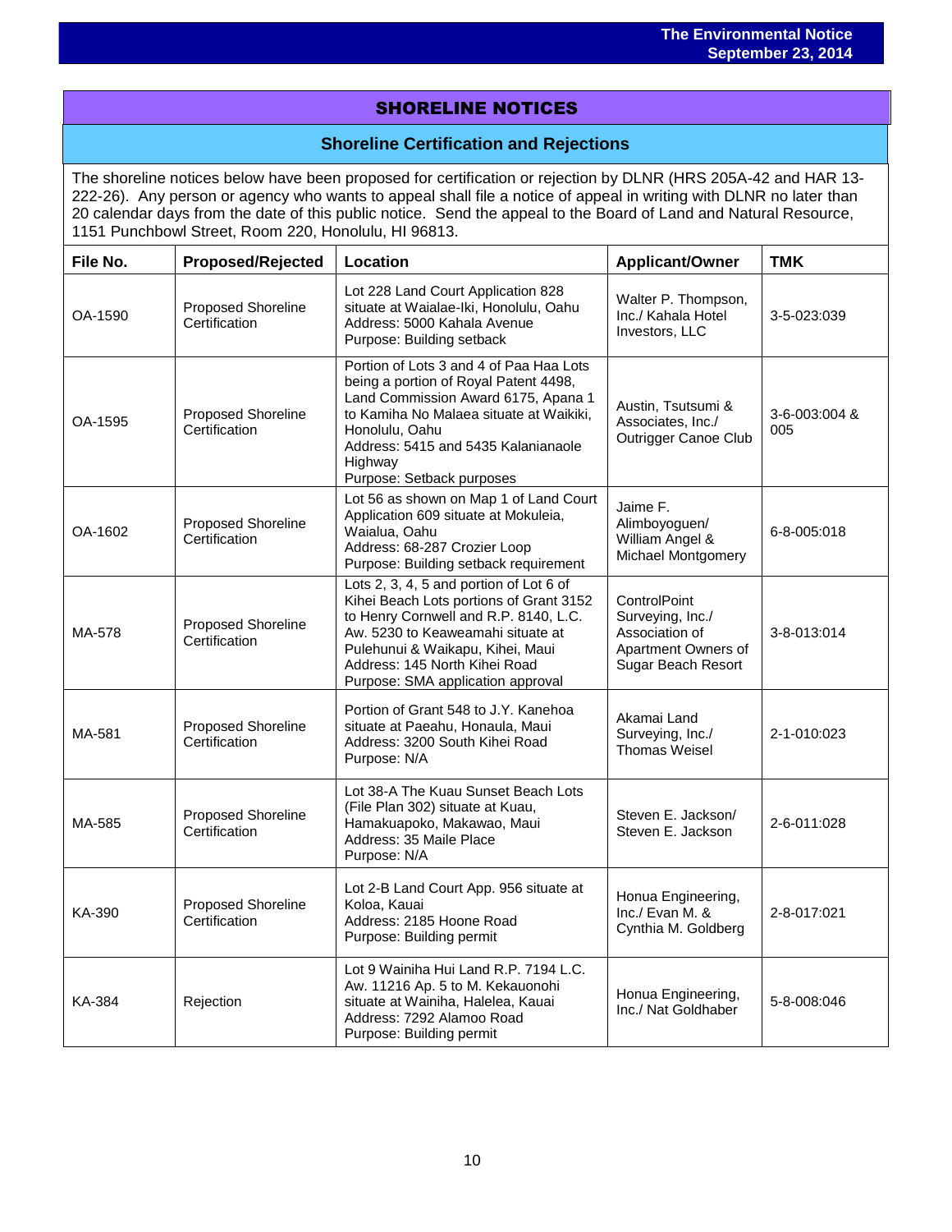## SHORELINE NOTICES

### Shoreline Certification and Rejections

The shoreline notices below have been proposed for certification or rejection by DLNR (HRS 205A-42 and HAR 13-222-26). Any person or agency who wants to appeal shall file a notice of appeal in writing with DLNR no later than 20 calendar days from the date of this public notice. Send the appeal to the Board of Land and Natural Resource, 1151 Punchbowl Street, Room 220, Honolulu, HI 96813.

| File No. | Proposed/Rejected | Location | Applicant/Owner | TMK |
|---|---|---|---|---|
| OA-1590 | Proposed Shoreline Certification | Lot 228 Land Court Application 828 situate at Waialae-Iki, Honolulu, Oahu<br>Address: 5000 Kahala Avenue<br>Purpose: Building setback | Walter P. Thompson, Inc./ Kahala Hotel Investors, LLC | 3-5-023:039 |
| OA-1595 | Proposed Shoreline Certification | Portion of Lots 3 and 4 of Paa Haa Lots being a portion of Royal Patent 4498, Land Commission Award 6175, Apana 1 to Kamiha No Malaea situate at Waikiki, Honolulu, Oahu<br>Address: 5415 and 5435 Kalanianaole Highway<br>Purpose: Setback purposes | Austin, Tsutsumi & Associates, Inc./ Outrigger Canoe Club | 3-6-003:004 & 005 |
| OA-1602 | Proposed Shoreline Certification | Lot 56 as shown on Map 1 of Land Court Application 609 situate at Mokuleia, Waialua, Oahu<br>Address: 68-287 Crozier Loop<br>Purpose: Building setback requirement | Jaime F. Alimboyoguen/ William Angel & Michael Montgomery | 6-8-005:018 |
| MA-578 | Proposed Shoreline Certification | Lots 2, 3, 4, 5 and portion of Lot 6 of Kihei Beach Lots portions of Grant 3152 to Henry Cornwell and R.P. 8140, L.C. Aw. 5230 to Keaweamahi situate at Pulehunui & Waikapu, Kihei, Maui<br>Address: 145 North Kihei Road<br>Purpose: SMA application approval | ControlPoint Surveying, Inc./ Association of Apartment Owners of Sugar Beach Resort | 3-8-013:014 |
| MA-581 | Proposed Shoreline Certification | Portion of Grant 548 to J.Y. Kanehoa situate at Paeahu, Honaula, Maui<br>Address: 3200 South Kihei Road<br>Purpose: N/A | Akamai Land Surveying, Inc./ Thomas Weisel | 2-1-010:023 |
| MA-585 | Proposed Shoreline Certification | Lot 38-A The Kuau Sunset Beach Lots (File Plan 302) situate at Kuau, Hamakuapoko, Makawao, Maui<br>Address: 35 Maile Place<br>Purpose: N/A | Steven E. Jackson/ Steven E. Jackson | 2-6-011:028 |
| KA-390 | Proposed Shoreline Certification | Lot 2-B Land Court App. 956 situate at Koloa, Kauai<br>Address: 2185 Hoone Road<br>Purpose: Building permit | Honua Engineering, Inc./ Evan M. & Cynthia M. Goldberg | 2-8-017:021 |
| KA-384 | Rejection | Lot 9 Wainiha Hui Land R.P. 7194 L.C. Aw. 11216 Ap. 5 to M. Kekauonohi situate at Wainiha, Halelea, Kauai<br>Address: 7292 Alamoo Road<br>Purpose: Building permit | Honua Engineering, Inc./ Nat Goldhaber | 5-8-008:046 |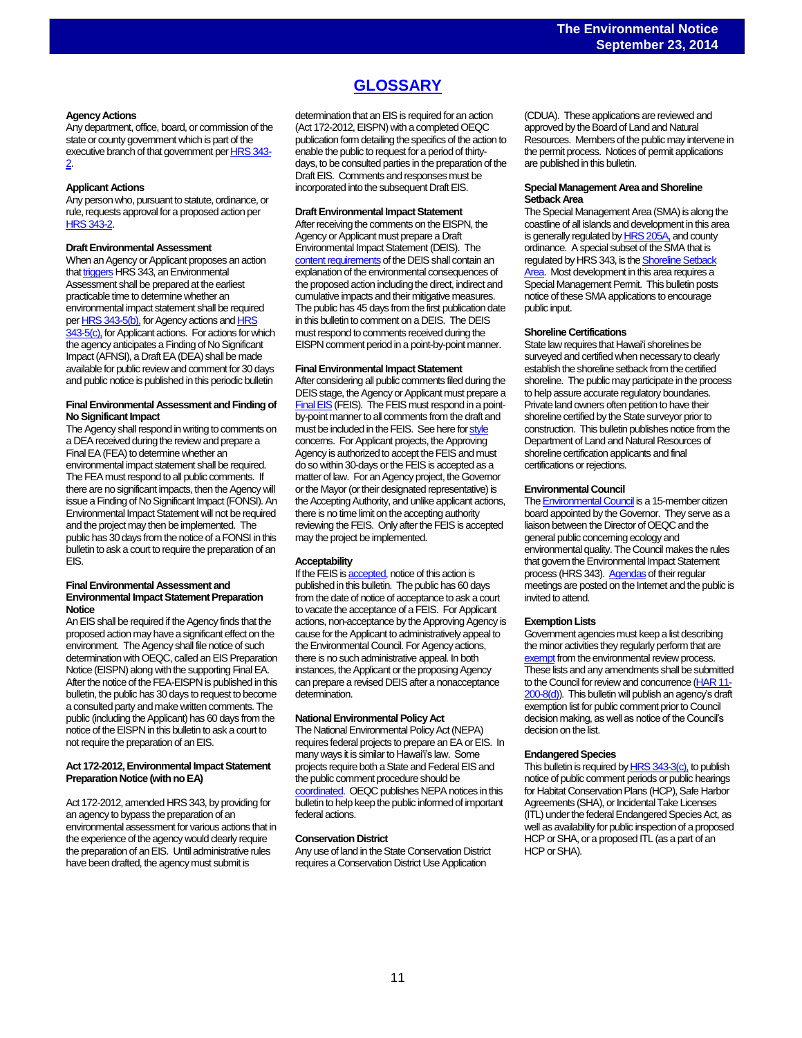# GLOSSARY

**Agency Actions**
Any department, office, board, or commission of the state or county government which is part of the executive branch of that government per HRS 343-2.

**Applicant Actions**
Any person who, pursuant to statute, ordinance, or rule, requests approval for a proposed action per HRS 343-2.

**Draft Environmental Assessment**
When an Agency or Applicant proposes an action that triggers HRS 343, an Environmental Assessment shall be prepared at the earliest practicable time to determine whether an environmental impact statement shall be required per HRS 343-5(b), for Agency actions and HRS 343-5(c), for Applicant actions. For actions for which the agency anticipates a Finding of No Significant Impact (AFNSI), a Draft EA (DEA) shall be made available for public review and comment for 30 days and public notice is published in this periodic bulletin

**Final Environmental Assessment and Finding of No Significant Impact**
The Agency shall respond in writing to comments on a DEA received during the review and prepare a Final EA (FEA) to determine whether an environmental impact statement shall be required. The FEA must respond to all public comments. If there are no significant impacts, then the Agency will issue a Finding of No Significant Impact (FONSI). An Environmental Impact Statement will not be required and the project may then be implemented. The public has 30 days from the notice of a FONSI in this bulletin to ask a court to require the preparation of an EIS.

**Final Environmental Assessment and Environmental Impact Statement Preparation Notice**
An EIS shall be required if the Agency finds that the proposed action may have a significant effect on the environment. The Agency shall file notice of such determination with OEQC, called an EIS Preparation Notice (EISPN) along with the supporting Final EA. After the notice of the FEA-EISPN is published in this bulletin, the public has 30 days to request to become a consulted party and make written comments. The public (including the Applicant) has 60 days from the notice of the EISPN in this bulletin to ask a court to not require the preparation of an EIS.

**Act 172-2012, Environmental Impact Statement Preparation Notice (with no EA)**

Act 172-2012, amended HRS 343, by providing for an agency to bypass the preparation of an environmental assessment for various actions that in the experience of the agency would clearly require the preparation of an EIS. Until administrative rules have been drafted, the agency must submit is determination that an EIS is required for an action (Act 172-2012, EISPN) with a completed OEQC publication form detailing the specifics of the action to enable the public to request for a period of thirty-days, to be consulted parties in the preparation of the Draft EIS. Comments and responses must be incorporated into the subsequent Draft EIS.

**Draft Environmental Impact Statement**
After receiving the comments on the EISPN, the Agency or Applicant must prepare a Draft Environmental Impact Statement (DEIS). The content requirements of the DEIS shall contain an explanation of the environmental consequences of the proposed action including the direct, indirect and cumulative impacts and their mitigative measures. The public has 45 days from the first publication date in this bulletin to comment on a DEIS. The DEIS must respond to comments received during the EISPN comment period in a point-by-point manner.

**Final Environmental Impact Statement**
After considering all public comments filed during the DEIS stage, the Agency or Applicant must prepare a Final EIS (FEIS). The FEIS must respond in a point-by-point manner to all comments from the draft and must be included in the FEIS. See here for style concerns. For Applicant projects, the Approving Agency is authorized to accept the FEIS and must do so within 30-days or the FEIS is accepted as a matter of law. For an Agency project, the Governor or the Mayor (or their designated representative) is the Accepting Authority, and unlike applicant actions, there is no time limit on the accepting authority reviewing the FEIS. Only after the FEIS is accepted may the project be implemented.

**Acceptability**
If the FEIS is accepted, notice of this action is published in this bulletin. The public has 60 days from the date of notice of acceptance to ask a court to vacate the acceptance of a FEIS. For Applicant actions, non-acceptance by the Approving Agency is cause for the Applicant to administratively appeal to the Environmental Council. For Agency actions, there is no such administrative appeal. In both instances, the Applicant or the proposing Agency can prepare a revised DEIS after a nonacceptance determination.

**National Environmental Policy Act**
The National Environmental Policy Act (NEPA) requires federal projects to prepare an EA or EIS. In many ways it is similar to Hawaiʻi's law. Some projects require both a State and Federal EIS and the public comment procedure should be coordinated. OEQC publishes NEPA notices in this bulletin to help keep the public informed of important federal actions.

**Conservation District**
Any use of land in the State Conservation District requires a Conservation District Use Application (CDUA). These applications are reviewed and approved by the Board of Land and Natural Resources. Members of the public may intervene in the permit process. Notices of permit applications are published in this bulletin.

**Special Management Area and Shoreline Setback Area**
The Special Management Area (SMA) is along the coastline of all islands and development in this area is generally regulated by HRS 205A, and county ordinance. A special subset of the SMA that is regulated by HRS 343, is the Shoreline Setback Area. Most development in this area requires a Special Management Permit. This bulletin posts notice of these SMA applications to encourage public input.

**Shoreline Certifications**
State law requires that Hawaiʻi shorelines be surveyed and certified when necessary to clearly establish the shoreline setback from the certified shoreline. The public may participate in the process to help assure accurate regulatory boundaries. Private land owners often petition to have their shoreline certified by the State surveyor prior to construction. This bulletin publishes notice from the Department of Land and Natural Resources of shoreline certification applicants and final certifications or rejections.

**Environmental Council**
The Environmental Council is a 15-member citizen board appointed by the Governor. They serve as a liaison between the Director of OEQC and the general public concerning ecology and environmental quality. The Council makes the rules that govern the Environmental Impact Statement process (HRS 343). Agendas of their regular meetings are posted on the Internet and the public is invited to attend.

**Exemption Lists**
Government agencies must keep a list describing the minor activities they regularly perform that are exempt from the environmental review process. These lists and any amendments shall be submitted to the Council for review and concurrence (HAR 11-200-8(d)). This bulletin will publish an agency's draft exemption list for public comment prior to Council decision making, as well as notice of the Council's decision on the list.

**Endangered Species**
This bulletin is required by HRS 343-3(c), to publish notice of public comment periods or public hearings for Habitat Conservation Plans (HCP), Safe Harbor Agreements (SHA), or Incidental Take Licenses (ITL) under the federal Endangered Species Act, as well as availability for public inspection of a proposed HCP or SHA, or a proposed ITL (as a part of an HCP or SHA).